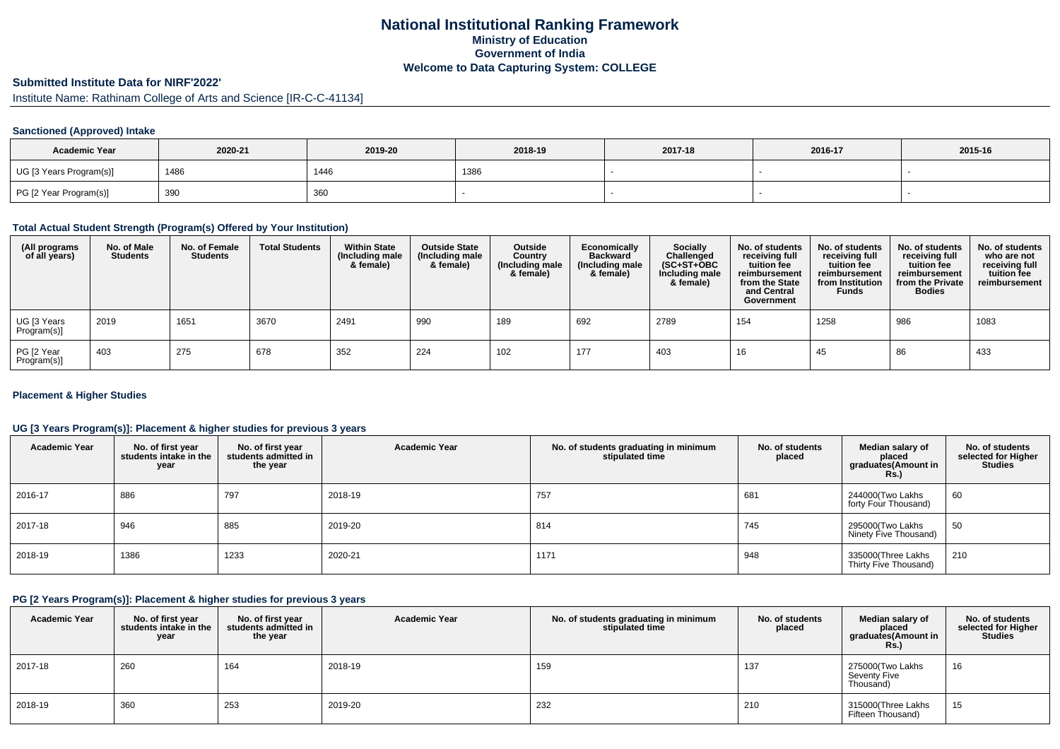# National Institutional Ranking Framework

## Ministry of Education

## Government of India

## Welcome to Data Capturing System: COLLEGE

### Submitted Institute Data for NIRF'2022'

Institute Name: Rathinam College of Arts and Science [IR-C-C-41134]

#### Sanctioned (Approved) Intake

| Academic Year | 2020-21 | 2019-20 | 2018-19 | 2017-18 | 2016-17 | 2015-16 |
|---|---|---|---|---|---|---|
| UG [3 Years Program(s)] | 1486 | 1446 | 1386 | - | - | - |
| PG [2 Year Program(s)] | 390 | 360 | - | - | - | - |

#### Total Actual Student Strength (Program(s) Offered by Your Institution)

| (All programs of all years) | No. of Male Students | No. of Female Students | Total Students | Within State (Including male & female) | Outside State (Including male & female) | Outside Country (Including male & female) | Economically Backward (Including male & female) | Socially Challenged (SC+ST+OBC Including male & female) | No. of students receiving full tuition fee reimbursement from the State and Central Government | No. of students receiving full tuition fee reimbursement from Institution Funds | No. of students receiving full tuition fee reimbursement from the Private Bodies | No. of students who are not receiving full tuition fee reimbursement |
|---|---|---|---|---|---|---|---|---|---|---|---|---|
| UG [3 Years Program(s)] | 2019 | 1651 | 3670 | 2491 | 990 | 189 | 692 | 2789 | 154 | 1258 | 986 | 1083 |
| PG [2 Year Program(s)] | 403 | 275 | 678 | 352 | 224 | 102 | 177 | 403 | 16 | 45 | 86 | 433 |

#### Placement & Higher Studies

#### UG [3 Years Program(s)]: Placement & higher studies for previous 3 years

| Academic Year | No. of first year students intake in the year | No. of first year students admitted in the year | Academic Year | No. of students graduating in minimum stipulated time | No. of students placed | Median salary of placed graduates(Amount in Rs.) | No. of students selected for Higher Studies |
|---|---|---|---|---|---|---|---|
| 2016-17 | 886 | 797 | 2018-19 | 757 | 681 | 244000(Two Lakhs forty Four Thousand) | 60 |
| 2017-18 | 946 | 885 | 2019-20 | 814 | 745 | 295000(Two Lakhs Ninety Five Thousand) | 50 |
| 2018-19 | 1386 | 1233 | 2020-21 | 1171 | 948 | 335000(Three Lakhs Thirty Five Thousand) | 210 |

#### PG [2 Years Program(s)]: Placement & higher studies for previous 3 years

| Academic Year | No. of first year students intake in the year | No. of first year students admitted in the year | Academic Year | No. of students graduating in minimum stipulated time | No. of students placed | Median salary of placed graduates(Amount in Rs.) | No. of students selected for Higher Studies |
|---|---|---|---|---|---|---|---|
| 2017-18 | 260 | 164 | 2018-19 | 159 | 137 | 275000(Two Lakhs Seventy Five Thousand) | 16 |
| 2018-19 | 360 | 253 | 2019-20 | 232 | 210 | 315000(Three Lakhs Fifteen Thousand) | 15 |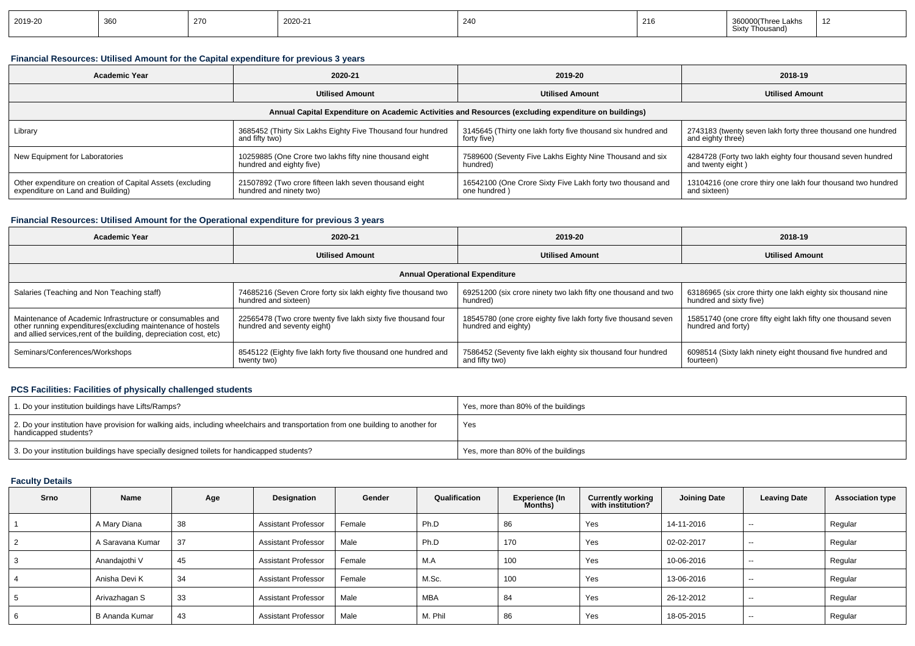| 2019-20 | 360 | 270 | 2020-21 | 240 | 216 | 360000(Three Lakhs Sixty Thousand) | 12 |
|---|---|---|---|---|---|---|---|

### Financial Resources: Utilised Amount for the Capital expenditure for previous 3 years

| Academic Year | 2020-21 | 2019-20 | 2018-19 |
|---|---|---|---|
| | **Utilised Amount** | **Utilised Amount** | **Utilised Amount** |
| **Annual Capital Expenditure on Academic Activities and Resources (excluding expenditure on buildings)** | | | |
| Library | 3685452 (Thirty Six Lakhs Eighty Five Thousand four hundred and fifty two) | 3145645 (Thirty one lakh forty five thousand six hundred and forty five) | 2743183 (twenty seven lakh forty three thousand one hundred and eighty three) |
| New Equipment for Laboratories | 10259885 (One Crore two lakhs fifty nine thousand eight hundred and eighty five) | 7589600 (Seventy Five Lakhs Eighty Nine Thousand and six hundred) | 4284728 (Forty two lakh eighty four thousand seven hundred and twenty eight ) |
| Other expenditure on creation of Capital Assets (excluding expenditure on Land and Building) | 21507892 (Two crore fifteen lakh seven thousand eight hundred and ninety two) | 16542100 (One Crore Sixty Five Lakh forty two thousand and one hundred ) | 13104216 (one crore thiry one lakh four thousand two hundred and sixteen) |

### Financial Resources: Utilised Amount for the Operational expenditure for previous 3 years

| Academic Year | 2020-21 | 2019-20 | 2018-19 |
|---|---|---|---|
| | **Utilised Amount** | **Utilised Amount** | **Utilised Amount** |
| **Annual Operational Expenditure** | | | |
| Salaries (Teaching and Non Teaching staff) | 74685216 (Seven Crore forty six lakh eighty five thousand two hundred and sixteen) | 69251200 (six crore ninety two lakh fifty one thousand and two hundred) | 63186965 (six crore thirty one lakh eighty six thousand nine hundred and sixty five) |
| Maintenance of Academic Infrastructure or consumables and other running expenditures(excluding maintenance of hostels and allied services,rent of the building, depreciation cost, etc) | 22565478 (Two crore twenty five lakh sixty five thousand four hundred and seventy eight) | 18545780 (one crore eighty five lakh forty five thousand seven hundred and eighty) | 15851740 (one crore fifty eight lakh fifty one thousand seven hundred and forty) |
| Seminars/Conferences/Workshops | 8545122 (Eighty five lakh forty five thousand one hundred and twenty two) | 7586452 (Seventy five lakh eighty six thousand four hundred and fifty two) | 6098514 (Sixty lakh ninety eight thousand five hundred and fourteen) |

### PCS Facilities: Facilities of physically challenged students

| | |
|---|---|
| 1. Do your institution buildings have Lifts/Ramps? | Yes, more than 80% of the buildings |
| 2. Do your institution have provision for walking aids, including wheelchairs and transportation from one building to another for handicapped students? | Yes |
| 3. Do your institution buildings have specially designed toilets for handicapped students? | Yes, more than 80% of the buildings |

### Faculty Details

| Srno | Name | Age | Designation | Gender | Qualification | Experience (In Months) | Currently working with institution? | Joining Date | Leaving Date | Association type |
|---|---|---|---|---|---|---|---|---|---|---|
| 1 | A Mary Diana | 38 | Assistant Professor | Female | Ph.D | 86 | Yes | 14-11-2016 | -- | Regular |
| 2 | A Saravana Kumar | 37 | Assistant Professor | Male | Ph.D | 170 | Yes | 02-02-2017 | -- | Regular |
| 3 | Anandajothi V | 45 | Assistant Professor | Female | M.A | 100 | Yes | 10-06-2016 | -- | Regular |
| 4 | Anisha Devi K | 34 | Assistant Professor | Female | M.Sc. | 100 | Yes | 13-06-2016 | -- | Regular |
| 5 | Arivazhagan S | 33 | Assistant Professor | Male | MBA | 84 | Yes | 26-12-2012 | -- | Regular |
| 6 | B Ananda Kumar | 43 | Assistant Professor | Male | M. Phil | 86 | Yes | 18-05-2015 | -- | Regular |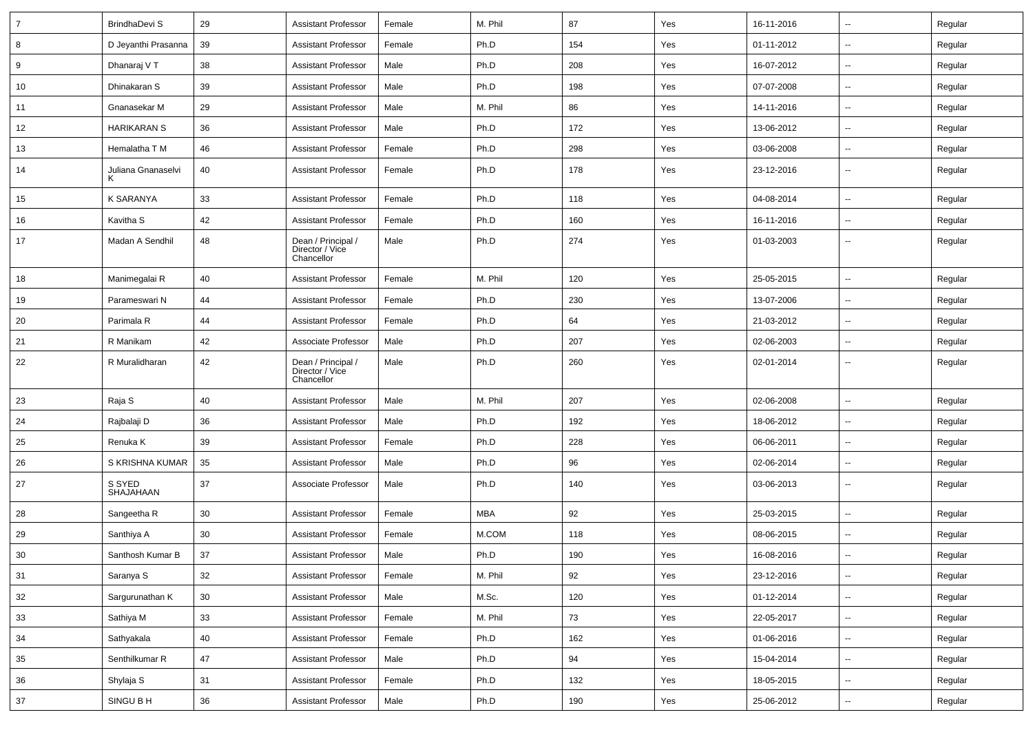| | | | | | | | | | | |
|---|---|---|---|---|---|---|---|---|---|---|
| 7 | BrindhaDevi S | 29 | Assistant Professor | Female | M. Phil | 87 | Yes | 16-11-2016 | -- | Regular |
| 8 | D Jeyanthi Prasanna | 39 | Assistant Professor | Female | Ph.D | 154 | Yes | 01-11-2012 | -- | Regular |
| 9 | Dhanaraj V T | 38 | Assistant Professor | Male | Ph.D | 208 | Yes | 16-07-2012 | -- | Regular |
| 10 | Dhinakaran S | 39 | Assistant Professor | Male | Ph.D | 198 | Yes | 07-07-2008 | -- | Regular |
| 11 | Gnanasekar M | 29 | Assistant Professor | Male | M. Phil | 86 | Yes | 14-11-2016 | -- | Regular |
| 12 | HARIKARAN S | 36 | Assistant Professor | Male | Ph.D | 172 | Yes | 13-06-2012 | -- | Regular |
| 13 | Hemalatha T M | 46 | Assistant Professor | Female | Ph.D | 298 | Yes | 03-06-2008 | -- | Regular |
| 14 | Juliana Gnanaselvi K | 40 | Assistant Professor | Female | Ph.D | 178 | Yes | 23-12-2016 | -- | Regular |
| 15 | K SARANYA | 33 | Assistant Professor | Female | Ph.D | 118 | Yes | 04-08-2014 | -- | Regular |
| 16 | Kavitha S | 42 | Assistant Professor | Female | Ph.D | 160 | Yes | 16-11-2016 | -- | Regular |
| 17 | Madan A Sendhil | 48 | Dean / Principal / Director / Vice Chancellor | Male | Ph.D | 274 | Yes | 01-03-2003 | -- | Regular |
| 18 | Manimegalai R | 40 | Assistant Professor | Female | M. Phil | 120 | Yes | 25-05-2015 | -- | Regular |
| 19 | Parameswari N | 44 | Assistant Professor | Female | Ph.D | 230 | Yes | 13-07-2006 | -- | Regular |
| 20 | Parimala R | 44 | Assistant Professor | Female | Ph.D | 64 | Yes | 21-03-2012 | -- | Regular |
| 21 | R Manikam | 42 | Associate Professor | Male | Ph.D | 207 | Yes | 02-06-2003 | -- | Regular |
| 22 | R Muralidharan | 42 | Dean / Principal / Director / Vice Chancellor | Male | Ph.D | 260 | Yes | 02-01-2014 | -- | Regular |
| 23 | Raja S | 40 | Assistant Professor | Male | M. Phil | 207 | Yes | 02-06-2008 | -- | Regular |
| 24 | Rajbalaji D | 36 | Assistant Professor | Male | Ph.D | 192 | Yes | 18-06-2012 | -- | Regular |
| 25 | Renuka K | 39 | Assistant Professor | Female | Ph.D | 228 | Yes | 06-06-2011 | -- | Regular |
| 26 | S KRISHNA KUMAR | 35 | Assistant Professor | Male | Ph.D | 96 | Yes | 02-06-2014 | -- | Regular |
| 27 | S SYED SHAJAHAAN | 37 | Associate Professor | Male | Ph.D | 140 | Yes | 03-06-2013 | -- | Regular |
| 28 | Sangeetha R | 30 | Assistant Professor | Female | MBA | 92 | Yes | 25-03-2015 | -- | Regular |
| 29 | Santhiya A | 30 | Assistant Professor | Female | M.COM | 118 | Yes | 08-06-2015 | -- | Regular |
| 30 | Santhosh Kumar B | 37 | Assistant Professor | Male | Ph.D | 190 | Yes | 16-08-2016 | -- | Regular |
| 31 | Saranya S | 32 | Assistant Professor | Female | M. Phil | 92 | Yes | 23-12-2016 | -- | Regular |
| 32 | Sargurunathan K | 30 | Assistant Professor | Male | M.Sc. | 120 | Yes | 01-12-2014 | -- | Regular |
| 33 | Sathiya M | 33 | Assistant Professor | Female | M. Phil | 73 | Yes | 22-05-2017 | -- | Regular |
| 34 | Sathyakala | 40 | Assistant Professor | Female | Ph.D | 162 | Yes | 01-06-2016 | -- | Regular |
| 35 | Senthilkumar R | 47 | Assistant Professor | Male | Ph.D | 94 | Yes | 15-04-2014 | -- | Regular |
| 36 | Shylaja S | 31 | Assistant Professor | Female | Ph.D | 132 | Yes | 18-05-2015 | -- | Regular |
| 37 | SINGU B H | 36 | Assistant Professor | Male | Ph.D | 190 | Yes | 25-06-2012 | -- | Regular |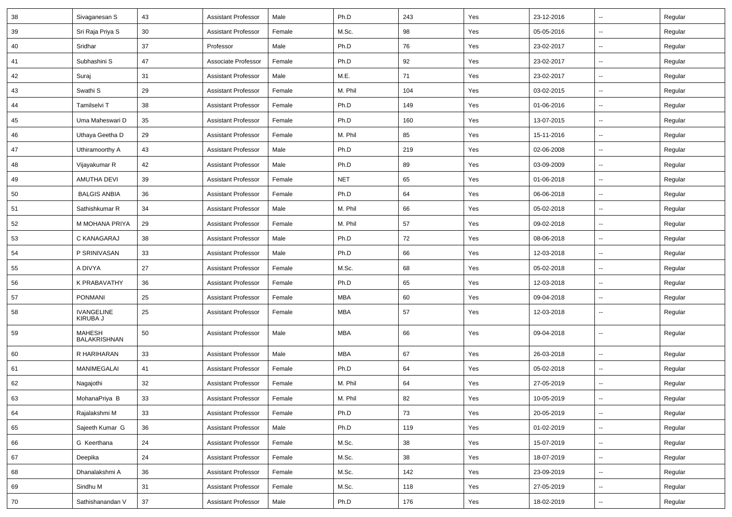| 38 | Sivaganesan S | 43 | Assistant Professor | Male | Ph.D | 243 | Yes | 23-12-2016 | -- | Regular |
|---|---|---|---|---|---|---|---|---|---|---|
| 39 | Sri Raja Priya S | 30 | Assistant Professor | Female | M.Sc. | 98 | Yes | 05-05-2016 | -- | Regular |
| 40 | Sridhar | 37 | Professor | Male | Ph.D | 76 | Yes | 23-02-2017 | -- | Regular |
| 41 | Subhashini S | 47 | Associate Professor | Female | Ph.D | 92 | Yes | 23-02-2017 | -- | Regular |
| 42 | Suraj | 31 | Assistant Professor | Male | M.E. | 71 | Yes | 23-02-2017 | -- | Regular |
| 43 | Swathi S | 29 | Assistant Professor | Female | M. Phil | 104 | Yes | 03-02-2015 | -- | Regular |
| 44 | Tamilselvi T | 38 | Assistant Professor | Female | Ph.D | 149 | Yes | 01-06-2016 | -- | Regular |
| 45 | Uma Maheswari D | 35 | Assistant Professor | Female | Ph.D | 160 | Yes | 13-07-2015 | -- | Regular |
| 46 | Uthaya Geetha D | 29 | Assistant Professor | Female | M. Phil | 85 | Yes | 15-11-2016 | -- | Regular |
| 47 | Uthiramoorthy A | 43 | Assistant Professor | Male | Ph.D | 219 | Yes | 02-06-2008 | -- | Regular |
| 48 | Vijayakumar R | 42 | Assistant Professor | Male | Ph.D | 89 | Yes | 03-09-2009 | -- | Regular |
| 49 | AMUTHA DEVI | 39 | Assistant Professor | Female | NET | 65 | Yes | 01-06-2018 | -- | Regular |
| 50 | BALGIS ANBIA | 36 | Assistant Professor | Female | Ph.D | 64 | Yes | 06-06-2018 | -- | Regular |
| 51 | Sathishkumar R | 34 | Assistant Professor | Male | M. Phil | 66 | Yes | 05-02-2018 | -- | Regular |
| 52 | M MOHANA PRIYA | 29 | Assistant Professor | Female | M. Phil | 57 | Yes | 09-02-2018 | -- | Regular |
| 53 | C KANAGARAJ | 38 | Assistant Professor | Male | Ph.D | 72 | Yes | 08-06-2018 | -- | Regular |
| 54 | P SRINIVASAN | 33 | Assistant Professor | Male | Ph.D | 66 | Yes | 12-03-2018 | -- | Regular |
| 55 | A DIVYA | 27 | Assistant Professor | Female | M.Sc. | 68 | Yes | 05-02-2018 | -- | Regular |
| 56 | K PRABAVATHY | 36 | Assistant Professor | Female | Ph.D | 65 | Yes | 12-03-2018 | -- | Regular |
| 57 | PONMANI | 25 | Assistant Professor | Female | MBA | 60 | Yes | 09-04-2018 | -- | Regular |
| 58 | IVANGELINE KIRUBA J | 25 | Assistant Professor | Female | MBA | 57 | Yes | 12-03-2018 | -- | Regular |
| 59 | MAHESH BALAKRISHNAN | 50 | Assistant Professor | Male | MBA | 66 | Yes | 09-04-2018 | -- | Regular |
| 60 | R HARIHARAN | 33 | Assistant Professor | Male | MBA | 67 | Yes | 26-03-2018 | -- | Regular |
| 61 | MANIMEGALAI | 41 | Assistant Professor | Female | Ph.D | 64 | Yes | 05-02-2018 | -- | Regular |
| 62 | Nagajothi | 32 | Assistant Professor | Female | M. Phil | 64 | Yes | 27-05-2019 | -- | Regular |
| 63 | MohanaPriya B | 33 | Assistant Professor | Female | M. Phil | 82 | Yes | 10-05-2019 | -- | Regular |
| 64 | Rajalakshmi M | 33 | Assistant Professor | Female | Ph.D | 73 | Yes | 20-05-2019 | -- | Regular |
| 65 | Sajeeth Kumar G | 36 | Assistant Professor | Male | Ph.D | 119 | Yes | 01-02-2019 | -- | Regular |
| 66 | G Keerthana | 24 | Assistant Professor | Female | M.Sc. | 38 | Yes | 15-07-2019 | -- | Regular |
| 67 | Deepika | 24 | Assistant Professor | Female | M.Sc. | 38 | Yes | 18-07-2019 | -- | Regular |
| 68 | Dhanalakshmi A | 36 | Assistant Professor | Female | M.Sc. | 142 | Yes | 23-09-2019 | -- | Regular |
| 69 | Sindhu M | 31 | Assistant Professor | Female | M.Sc. | 118 | Yes | 27-05-2019 | -- | Regular |
| 70 | Sathishanandan V | 37 | Assistant Professor | Male | Ph.D | 176 | Yes | 18-02-2019 | -- | Regular |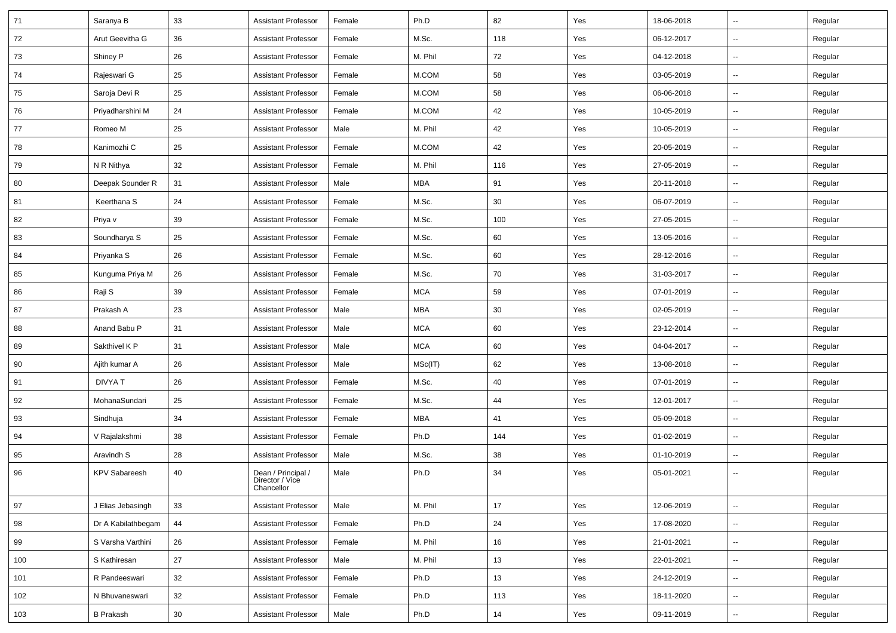| 71 | Saranya B | 33 | Assistant Professor | Female | Ph.D | 82 | Yes | 18-06-2018 | -- | Regular |
|---|---|---|---|---|---|---|---|---|---|---|
| 72 | Arut Geevitha G | 36 | Assistant Professor | Female | M.Sc. | 118 | Yes | 06-12-2017 | -- | Regular |
| 73 | Shiney P | 26 | Assistant Professor | Female | M. Phil | 72 | Yes | 04-12-2018 | -- | Regular |
| 74 | Rajeswari G | 25 | Assistant Professor | Female | M.COM | 58 | Yes | 03-05-2019 | -- | Regular |
| 75 | Saroja Devi R | 25 | Assistant Professor | Female | M.COM | 58 | Yes | 06-06-2018 | -- | Regular |
| 76 | Priyadharshini M | 24 | Assistant Professor | Female | M.COM | 42 | Yes | 10-05-2019 | -- | Regular |
| 77 | Romeo M | 25 | Assistant Professor | Male | M. Phil | 42 | Yes | 10-05-2019 | -- | Regular |
| 78 | Kanimozhi C | 25 | Assistant Professor | Female | M.COM | 42 | Yes | 20-05-2019 | -- | Regular |
| 79 | N R Nithya | 32 | Assistant Professor | Female | M. Phil | 116 | Yes | 27-05-2019 | -- | Regular |
| 80 | Deepak Sounder R | 31 | Assistant Professor | Male | MBA | 91 | Yes | 20-11-2018 | -- | Regular |
| 81 | Keerthana S | 24 | Assistant Professor | Female | M.Sc. | 30 | Yes | 06-07-2019 | -- | Regular |
| 82 | Priya v | 39 | Assistant Professor | Female | M.Sc. | 100 | Yes | 27-05-2015 | -- | Regular |
| 83 | Soundharya S | 25 | Assistant Professor | Female | M.Sc. | 60 | Yes | 13-05-2016 | -- | Regular |
| 84 | Priyanka S | 26 | Assistant Professor | Female | M.Sc. | 60 | Yes | 28-12-2016 | -- | Regular |
| 85 | Kunguma Priya M | 26 | Assistant Professor | Female | M.Sc. | 70 | Yes | 31-03-2017 | -- | Regular |
| 86 | Raji S | 39 | Assistant Professor | Female | MCA | 59 | Yes | 07-01-2019 | -- | Regular |
| 87 | Prakash A | 23 | Assistant Professor | Male | MBA | 30 | Yes | 02-05-2019 | -- | Regular |
| 88 | Anand Babu P | 31 | Assistant Professor | Male | MCA | 60 | Yes | 23-12-2014 | -- | Regular |
| 89 | Sakthivel K P | 31 | Assistant Professor | Male | MCA | 60 | Yes | 04-04-2017 | -- | Regular |
| 90 | Ajith kumar A | 26 | Assistant Professor | Male | MSc(IT) | 62 | Yes | 13-08-2018 | -- | Regular |
| 91 | DIVYA T | 26 | Assistant Professor | Female | M.Sc. | 40 | Yes | 07-01-2019 | -- | Regular |
| 92 | MohanaSundari | 25 | Assistant Professor | Female | M.Sc. | 44 | Yes | 12-01-2017 | -- | Regular |
| 93 | Sindhuja | 34 | Assistant Professor | Female | MBA | 41 | Yes | 05-09-2018 | -- | Regular |
| 94 | V Rajalakshmi | 38 | Assistant Professor | Female | Ph.D | 144 | Yes | 01-02-2019 | -- | Regular |
| 95 | Aravindh S | 28 | Assistant Professor | Male | M.Sc. | 38 | Yes | 01-10-2019 | -- | Regular |
| 96 | KPV Sabareesh | 40 | Dean / Principal / Director / Vice Chancellor | Male | Ph.D | 34 | Yes | 05-01-2021 | -- | Regular |
| 97 | J Elias Jebasingh | 33 | Assistant Professor | Male | M. Phil | 17 | Yes | 12-06-2019 | -- | Regular |
| 98 | Dr A Kabilathbegam | 44 | Assistant Professor | Female | Ph.D | 24 | Yes | 17-08-2020 | -- | Regular |
| 99 | S Varsha Varthini | 26 | Assistant Professor | Female | M. Phil | 16 | Yes | 21-01-2021 | -- | Regular |
| 100 | S Kathiresan | 27 | Assistant Professor | Male | M. Phil | 13 | Yes | 22-01-2021 | -- | Regular |
| 101 | R Pandeeswari | 32 | Assistant Professor | Female | Ph.D | 13 | Yes | 24-12-2019 | -- | Regular |
| 102 | N Bhuvaneswari | 32 | Assistant Professor | Female | Ph.D | 113 | Yes | 18-11-2020 | -- | Regular |
| 103 | B Prakash | 30 | Assistant Professor | Male | Ph.D | 14 | Yes | 09-11-2019 | -- | Regular |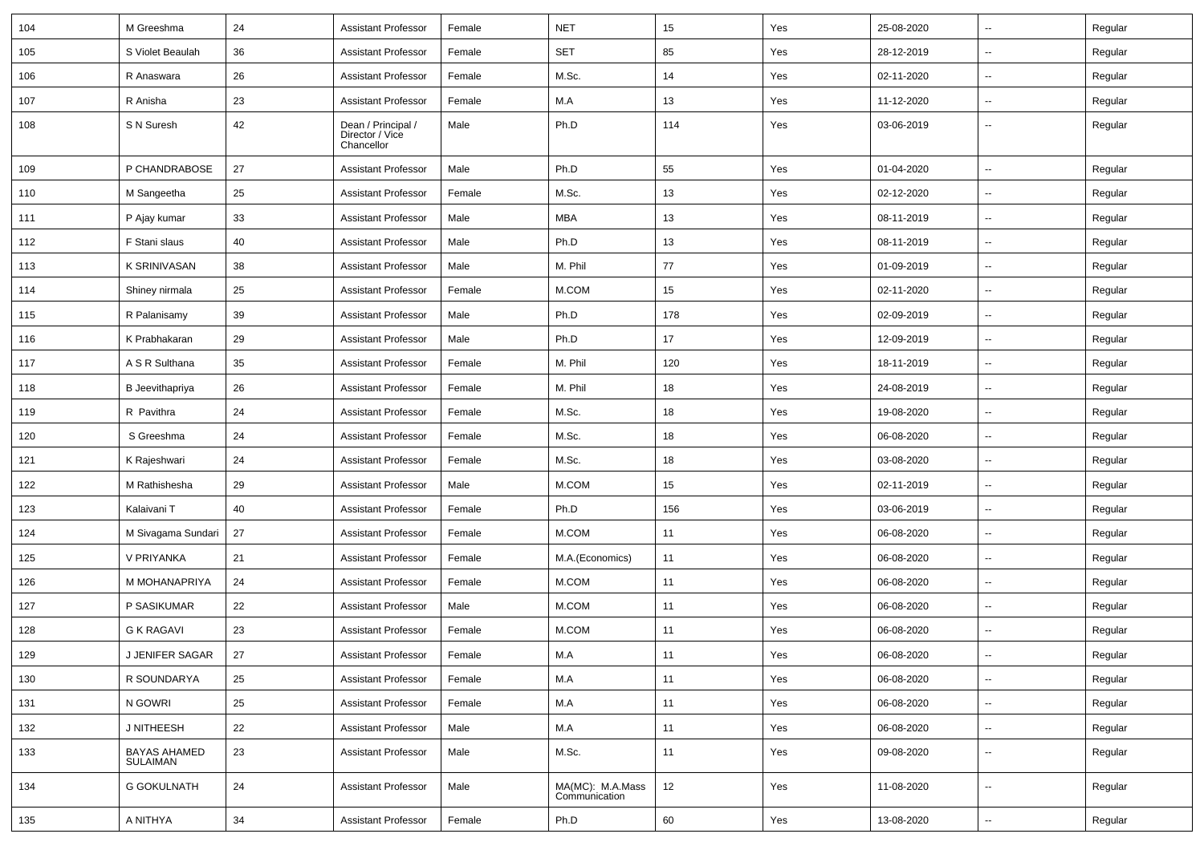| 104 | M Greeshma | 24 | Assistant Professor | Female | NET | 15 | Yes | 25-08-2020 | -- | Regular |
|---|---|---|---|---|---|---|---|---|---|---|
| 105 | S Violet Beaulah | 36 | Assistant Professor | Female | SET | 85 | Yes | 28-12-2019 | -- | Regular |
| 106 | R Anaswara | 26 | Assistant Professor | Female | M.Sc. | 14 | Yes | 02-11-2020 | -- | Regular |
| 107 | R Anisha | 23 | Assistant Professor | Female | M.A | 13 | Yes | 11-12-2020 | -- | Regular |
| 108 | S N Suresh | 42 | Dean / Principal / Director / Vice Chancellor | Male | Ph.D | 114 | Yes | 03-06-2019 | -- | Regular |
| 109 | P CHANDRABOSE | 27 | Assistant Professor | Male | Ph.D | 55 | Yes | 01-04-2020 | -- | Regular |
| 110 | M Sangeetha | 25 | Assistant Professor | Female | M.Sc. | 13 | Yes | 02-12-2020 | -- | Regular |
| 111 | P Ajay kumar | 33 | Assistant Professor | Male | MBA | 13 | Yes | 08-11-2019 | -- | Regular |
| 112 | F Stani slaus | 40 | Assistant Professor | Male | Ph.D | 13 | Yes | 08-11-2019 | -- | Regular |
| 113 | K SRINIVASAN | 38 | Assistant Professor | Male | M. Phil | 77 | Yes | 01-09-2019 | -- | Regular |
| 114 | Shiney nirmala | 25 | Assistant Professor | Female | M.COM | 15 | Yes | 02-11-2020 | -- | Regular |
| 115 | R Palanisamy | 39 | Assistant Professor | Male | Ph.D | 178 | Yes | 02-09-2019 | -- | Regular |
| 116 | K Prabhakaran | 29 | Assistant Professor | Male | Ph.D | 17 | Yes | 12-09-2019 | -- | Regular |
| 117 | A S R Sulthana | 35 | Assistant Professor | Female | M. Phil | 120 | Yes | 18-11-2019 | -- | Regular |
| 118 | B Jeevithapriya | 26 | Assistant Professor | Female | M. Phil | 18 | Yes | 24-08-2019 | -- | Regular |
| 119 | R Pavithra | 24 | Assistant Professor | Female | M.Sc. | 18 | Yes | 19-08-2020 | -- | Regular |
| 120 | S Greeshma | 24 | Assistant Professor | Female | M.Sc. | 18 | Yes | 06-08-2020 | -- | Regular |
| 121 | K Rajeshwari | 24 | Assistant Professor | Female | M.Sc. | 18 | Yes | 03-08-2020 | -- | Regular |
| 122 | M Rathishesha | 29 | Assistant Professor | Male | M.COM | 15 | Yes | 02-11-2019 | -- | Regular |
| 123 | Kalaivani T | 40 | Assistant Professor | Female | Ph.D | 156 | Yes | 03-06-2019 | -- | Regular |
| 124 | M Sivagama Sundari | 27 | Assistant Professor | Female | M.COM | 11 | Yes | 06-08-2020 | -- | Regular |
| 125 | V PRIYANKA | 21 | Assistant Professor | Female | M.A.(Economics) | 11 | Yes | 06-08-2020 | -- | Regular |
| 126 | M MOHANAPRIYA | 24 | Assistant Professor | Female | M.COM | 11 | Yes | 06-08-2020 | -- | Regular |
| 127 | P SASIKUMAR | 22 | Assistant Professor | Male | M.COM | 11 | Yes | 06-08-2020 | -- | Regular |
| 128 | G K RAGAVI | 23 | Assistant Professor | Female | M.COM | 11 | Yes | 06-08-2020 | -- | Regular |
| 129 | J JENIFER SAGAR | 27 | Assistant Professor | Female | M.A | 11 | Yes | 06-08-2020 | -- | Regular |
| 130 | R SOUNDARYA | 25 | Assistant Professor | Female | M.A | 11 | Yes | 06-08-2020 | -- | Regular |
| 131 | N GOWRI | 25 | Assistant Professor | Female | M.A | 11 | Yes | 06-08-2020 | -- | Regular |
| 132 | J NITHEESH | 22 | Assistant Professor | Male | M.A | 11 | Yes | 06-08-2020 | -- | Regular |
| 133 | BAYAS AHAMED SULAIMAN | 23 | Assistant Professor | Male | M.Sc. | 11 | Yes | 09-08-2020 | -- | Regular |
| 134 | G GOKULNATH | 24 | Assistant Professor | Male | MA(MC): M.A.Mass Communication | 12 | Yes | 11-08-2020 | -- | Regular |
| 135 | A NITHYA | 34 | Assistant Professor | Female | Ph.D | 60 | Yes | 13-08-2020 | -- | Regular |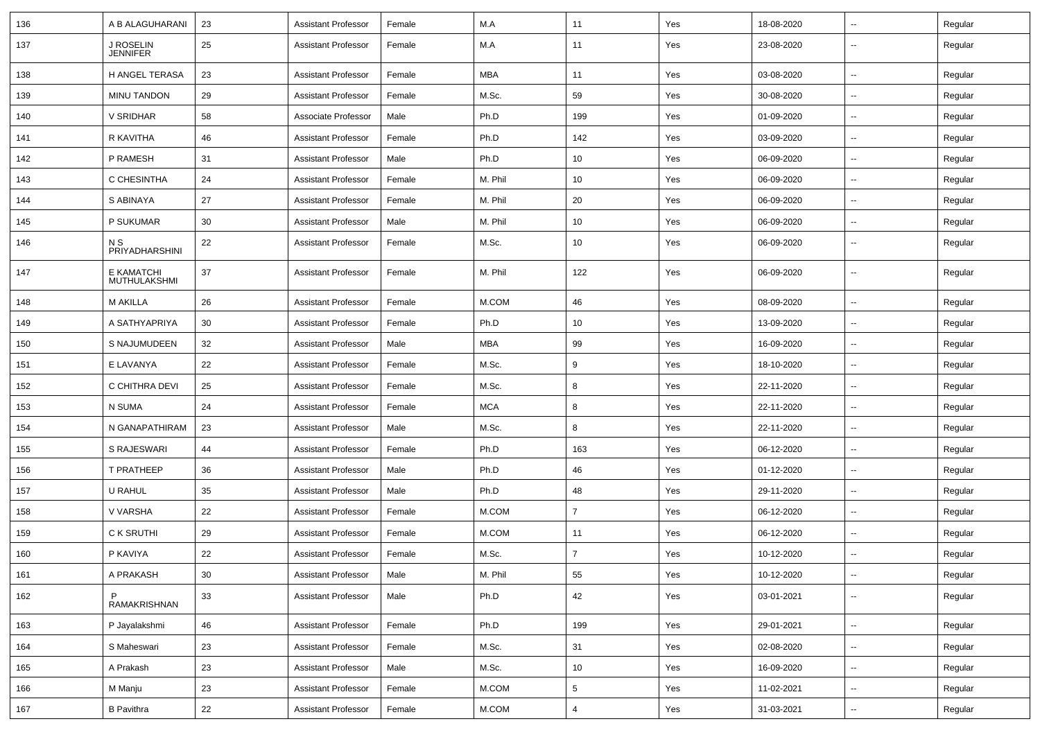| 136 | A B ALAGUHARANI | 23 | Assistant Professor | Female | M.A | 11 | Yes | 18-08-2020 | -- | Regular |
|---|---|---|---|---|---|---|---|---|---|---|
| 137 | J ROSELIN JENNIFER | 25 | Assistant Professor | Female | M.A | 11 | Yes | 23-08-2020 | -- | Regular |
| 138 | H ANGEL TERASA | 23 | Assistant Professor | Female | MBA | 11 | Yes | 03-08-2020 | -- | Regular |
| 139 | MINU TANDON | 29 | Assistant Professor | Female | M.Sc. | 59 | Yes | 30-08-2020 | -- | Regular |
| 140 | V SRIDHAR | 58 | Associate Professor | Male | Ph.D | 199 | Yes | 01-09-2020 | -- | Regular |
| 141 | R KAVITHA | 46 | Assistant Professor | Female | Ph.D | 142 | Yes | 03-09-2020 | -- | Regular |
| 142 | P RAMESH | 31 | Assistant Professor | Male | Ph.D | 10 | Yes | 06-09-2020 | -- | Regular |
| 143 | C CHESINTHA | 24 | Assistant Professor | Female | M. Phil | 10 | Yes | 06-09-2020 | -- | Regular |
| 144 | S ABINAYA | 27 | Assistant Professor | Female | M. Phil | 20 | Yes | 06-09-2020 | -- | Regular |
| 145 | P SUKUMAR | 30 | Assistant Professor | Male | M. Phil | 10 | Yes | 06-09-2020 | -- | Regular |
| 146 | N S PRIYADHARSHINI | 22 | Assistant Professor | Female | M.Sc. | 10 | Yes | 06-09-2020 | -- | Regular |
| 147 | E KAMATCHI MUTHULAKSHMI | 37 | Assistant Professor | Female | M. Phil | 122 | Yes | 06-09-2020 | -- | Regular |
| 148 | M AKILLA | 26 | Assistant Professor | Female | M.COM | 46 | Yes | 08-09-2020 | -- | Regular |
| 149 | A SATHYAPRIYA | 30 | Assistant Professor | Female | Ph.D | 10 | Yes | 13-09-2020 | -- | Regular |
| 150 | S NAJUMUDEEN | 32 | Assistant Professor | Male | MBA | 99 | Yes | 16-09-2020 | -- | Regular |
| 151 | E LAVANYA | 22 | Assistant Professor | Female | M.Sc. | 9 | Yes | 18-10-2020 | -- | Regular |
| 152 | C CHITHRA DEVI | 25 | Assistant Professor | Female | M.Sc. | 8 | Yes | 22-11-2020 | -- | Regular |
| 153 | N SUMA | 24 | Assistant Professor | Female | MCA | 8 | Yes | 22-11-2020 | -- | Regular |
| 154 | N GANAPATHIRAM | 23 | Assistant Professor | Male | M.Sc. | 8 | Yes | 22-11-2020 | -- | Regular |
| 155 | S RAJESWARI | 44 | Assistant Professor | Female | Ph.D | 163 | Yes | 06-12-2020 | -- | Regular |
| 156 | T PRATHEEP | 36 | Assistant Professor | Male | Ph.D | 46 | Yes | 01-12-2020 | -- | Regular |
| 157 | U RAHUL | 35 | Assistant Professor | Male | Ph.D | 48 | Yes | 29-11-2020 | -- | Regular |
| 158 | V VARSHA | 22 | Assistant Professor | Female | M.COM | 7 | Yes | 06-12-2020 | -- | Regular |
| 159 | C K SRUTHI | 29 | Assistant Professor | Female | M.COM | 11 | Yes | 06-12-2020 | -- | Regular |
| 160 | P KAVIYA | 22 | Assistant Professor | Female | M.Sc. | 7 | Yes | 10-12-2020 | -- | Regular |
| 161 | A PRAKASH | 30 | Assistant Professor | Male | M. Phil | 55 | Yes | 10-12-2020 | -- | Regular |
| 162 | P RAMAKRISHNAN | 33 | Assistant Professor | Male | Ph.D | 42 | Yes | 03-01-2021 | -- | Regular |
| 163 | P Jayalakshmi | 46 | Assistant Professor | Female | Ph.D | 199 | Yes | 29-01-2021 | -- | Regular |
| 164 | S Maheswari | 23 | Assistant Professor | Female | M.Sc. | 31 | Yes | 02-08-2020 | -- | Regular |
| 165 | A Prakash | 23 | Assistant Professor | Male | M.Sc. | 10 | Yes | 16-09-2020 | -- | Regular |
| 166 | M Manju | 23 | Assistant Professor | Female | M.COM | 5 | Yes | 11-02-2021 | -- | Regular |
| 167 | B Pavithra | 22 | Assistant Professor | Female | M.COM | 4 | Yes | 31-03-2021 | -- | Regular |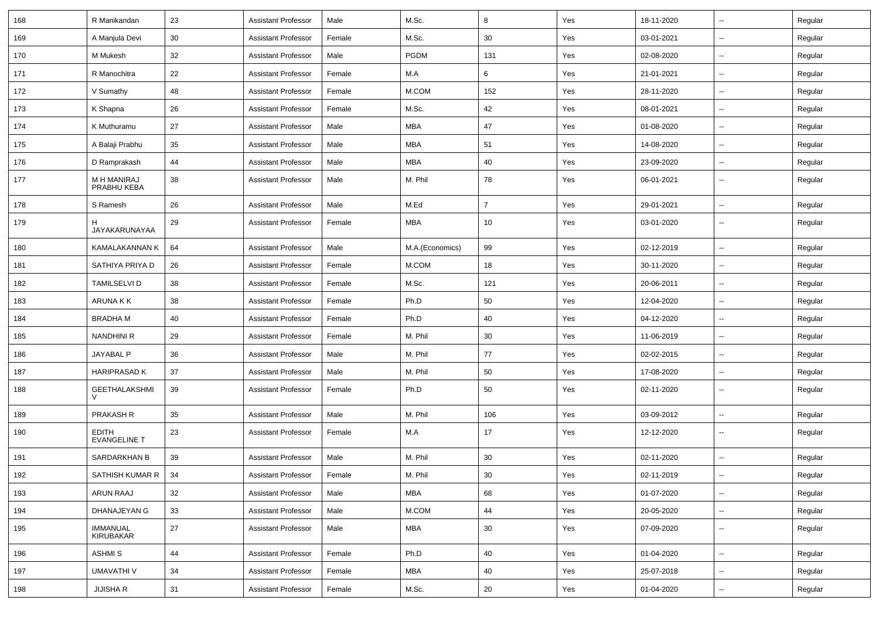| | | | | | | | | | | |
|---|---|---|---|---|---|---|---|---|---|---|
| 168 | R Manikandan | 23 | Assistant Professor | Male | M.Sc. | 8 | Yes | 18-11-2020 | -- | Regular |
| 169 | A Manjula Devi | 30 | Assistant Professor | Female | M.Sc. | 30 | Yes | 03-01-2021 | -- | Regular |
| 170 | M Mukesh | 32 | Assistant Professor | Male | PGDM | 131 | Yes | 02-08-2020 | -- | Regular |
| 171 | R Manochitra | 22 | Assistant Professor | Female | M.A | 6 | Yes | 21-01-2021 | -- | Regular |
| 172 | V Sumathy | 48 | Assistant Professor | Female | M.COM | 152 | Yes | 28-11-2020 | -- | Regular |
| 173 | K Shapna | 26 | Assistant Professor | Female | M.Sc. | 42 | Yes | 08-01-2021 | -- | Regular |
| 174 | K Muthuramu | 27 | Assistant Professor | Male | MBA | 47 | Yes | 01-08-2020 | -- | Regular |
| 175 | A Balaji Prabhu | 35 | Assistant Professor | Male | MBA | 51 | Yes | 14-08-2020 | -- | Regular |
| 176 | D Ramprakash | 44 | Assistant Professor | Male | MBA | 40 | Yes | 23-09-2020 | -- | Regular |
| 177 | M H MANIRAJ PRABHU KEBA | 38 | Assistant Professor | Male | M. Phil | 78 | Yes | 06-01-2021 | -- | Regular |
| 178 | S Ramesh | 26 | Assistant Professor | Male | M.Ed | 7 | Yes | 29-01-2021 | -- | Regular |
| 179 | H JAYAKARUNAYAA | 29 | Assistant Professor | Female | MBA | 10 | Yes | 03-01-2020 | -- | Regular |
| 180 | KAMALAKANNAN K | 64 | Assistant Professor | Male | M.A.(Economics) | 99 | Yes | 02-12-2019 | -- | Regular |
| 181 | SATHIYA PRIYA D | 26 | Assistant Professor | Female | M.COM | 18 | Yes | 30-11-2020 | -- | Regular |
| 182 | TAMILSELVI D | 38 | Assistant Professor | Female | M.Sc. | 121 | Yes | 20-06-2011 | -- | Regular |
| 183 | ARUNA K K | 38 | Assistant Professor | Female | Ph.D | 50 | Yes | 12-04-2020 | -- | Regular |
| 184 | BRADHA M | 40 | Assistant Professor | Female | Ph.D | 40 | Yes | 04-12-2020 | -- | Regular |
| 185 | NANDHINI R | 29 | Assistant Professor | Female | M. Phil | 30 | Yes | 11-06-2019 | -- | Regular |
| 186 | JAYABAL P | 36 | Assistant Professor | Male | M. Phil | 77 | Yes | 02-02-2015 | -- | Regular |
| 187 | HARIPRASAD K | 37 | Assistant Professor | Male | M. Phil | 50 | Yes | 17-08-2020 | -- | Regular |
| 188 | GEETHALAKSHMI V | 39 | Assistant Professor | Female | Ph.D | 50 | Yes | 02-11-2020 | -- | Regular |
| 189 | PRAKASH R | 35 | Assistant Professor | Male | M. Phil | 106 | Yes | 03-09-2012 | -- | Regular |
| 190 | EDITH EVANGELINE T | 23 | Assistant Professor | Female | M.A | 17 | Yes | 12-12-2020 | -- | Regular |
| 191 | SARDARKHAN B | 39 | Assistant Professor | Male | M. Phil | 30 | Yes | 02-11-2020 | -- | Regular |
| 192 | SATHISH KUMAR R | 34 | Assistant Professor | Female | M. Phil | 30 | Yes | 02-11-2019 | -- | Regular |
| 193 | ARUN RAAJ | 32 | Assistant Professor | Male | MBA | 68 | Yes | 01-07-2020 | -- | Regular |
| 194 | DHANAJEYAN G | 33 | Assistant Professor | Male | M.COM | 44 | Yes | 20-05-2020 | -- | Regular |
| 195 | IMMANUAL KIRUBAKAR | 27 | Assistant Professor | Male | MBA | 30 | Yes | 07-09-2020 | -- | Regular |
| 196 | ASHMI S | 44 | Assistant Professor | Female | Ph.D | 40 | Yes | 01-04-2020 | -- | Regular |
| 197 | UMAVATHI V | 34 | Assistant Professor | Female | MBA | 40 | Yes | 25-07-2018 | -- | Regular |
| 198 | JIJISHA R | 31 | Assistant Professor | Female | M.Sc. | 20 | Yes | 01-04-2020 | -- | Regular |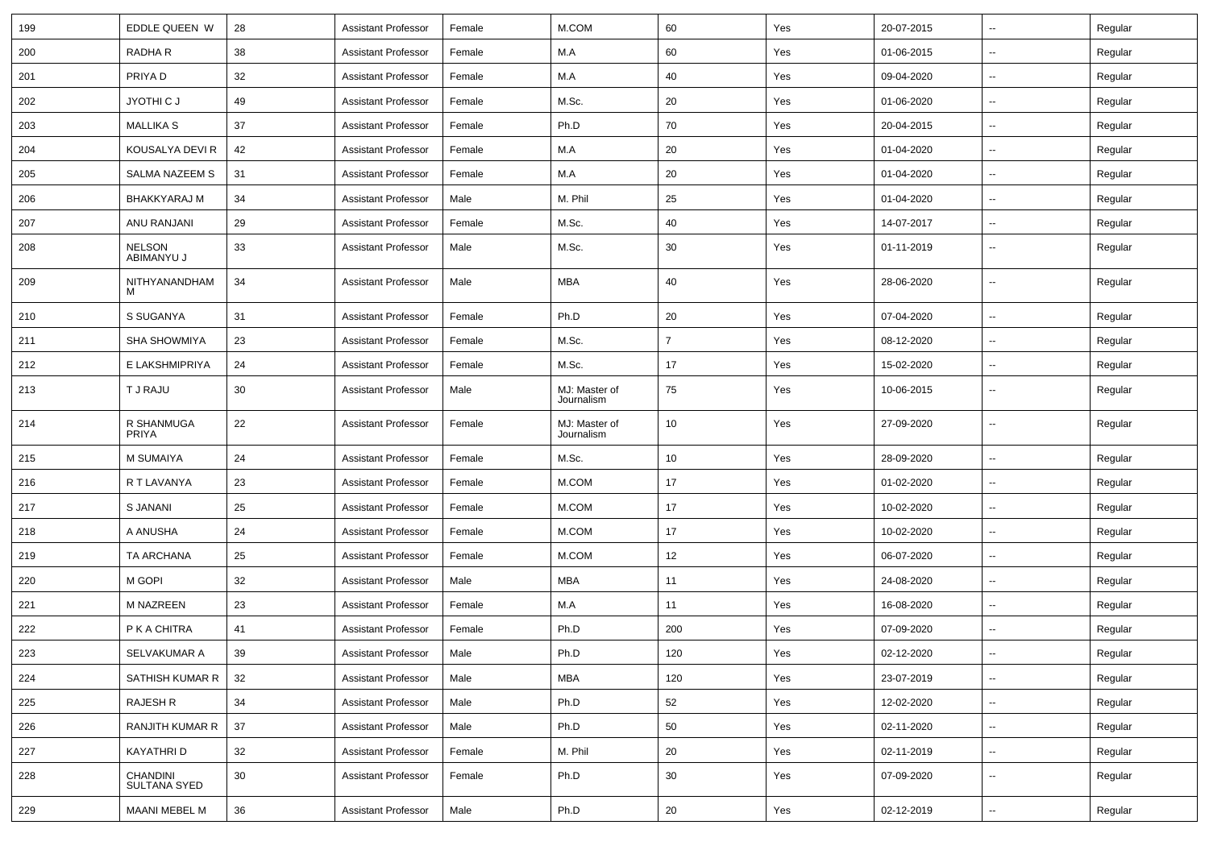| 199 | EDDLE QUEEN W | 28 | Assistant Professor | Female | M.COM | 60 | Yes | 20-07-2015 | -- | Regular |
|---|---|---|---|---|---|---|---|---|---|---|
| 200 | RADHA R | 38 | Assistant Professor | Female | M.A | 60 | Yes | 01-06-2015 | -- | Regular |
| 201 | PRIYA D | 32 | Assistant Professor | Female | M.A | 40 | Yes | 09-04-2020 | -- | Regular |
| 202 | JYOTHI C J | 49 | Assistant Professor | Female | M.Sc. | 20 | Yes | 01-06-2020 | -- | Regular |
| 203 | MALLIKA S | 37 | Assistant Professor | Female | Ph.D | 70 | Yes | 20-04-2015 | -- | Regular |
| 204 | KOUSALYA DEVI R | 42 | Assistant Professor | Female | M.A | 20 | Yes | 01-04-2020 | -- | Regular |
| 205 | SALMA NAZEEM S | 31 | Assistant Professor | Female | M.A | 20 | Yes | 01-04-2020 | -- | Regular |
| 206 | BHAKKYARAJ M | 34 | Assistant Professor | Male | M. Phil | 25 | Yes | 01-04-2020 | -- | Regular |
| 207 | ANU RANJANI | 29 | Assistant Professor | Female | M.Sc. | 40 | Yes | 14-07-2017 | -- | Regular |
| 208 | NELSON ABIMANYU J | 33 | Assistant Professor | Male | M.Sc. | 30 | Yes | 01-11-2019 | -- | Regular |
| 209 | NITHYANANDHAM M | 34 | Assistant Professor | Male | MBA | 40 | Yes | 28-06-2020 | -- | Regular |
| 210 | S SUGANYA | 31 | Assistant Professor | Female | Ph.D | 20 | Yes | 07-04-2020 | -- | Regular |
| 211 | SHA SHOWMIYA | 23 | Assistant Professor | Female | M.Sc. | 7 | Yes | 08-12-2020 | -- | Regular |
| 212 | E LAKSHMIPRIYA | 24 | Assistant Professor | Female | M.Sc. | 17 | Yes | 15-02-2020 | -- | Regular |
| 213 | T J RAJU | 30 | Assistant Professor | Male | MJ: Master of Journalism | 75 | Yes | 10-06-2015 | -- | Regular |
| 214 | R SHANMUGA PRIYA | 22 | Assistant Professor | Female | MJ: Master of Journalism | 10 | Yes | 27-09-2020 | -- | Regular |
| 215 | M SUMAIYA | 24 | Assistant Professor | Female | M.Sc. | 10 | Yes | 28-09-2020 | -- | Regular |
| 216 | R T LAVANYA | 23 | Assistant Professor | Female | M.COM | 17 | Yes | 01-02-2020 | -- | Regular |
| 217 | S JANANI | 25 | Assistant Professor | Female | M.COM | 17 | Yes | 10-02-2020 | -- | Regular |
| 218 | A ANUSHA | 24 | Assistant Professor | Female | M.COM | 17 | Yes | 10-02-2020 | -- | Regular |
| 219 | TA ARCHANA | 25 | Assistant Professor | Female | M.COM | 12 | Yes | 06-07-2020 | -- | Regular |
| 220 | M GOPI | 32 | Assistant Professor | Male | MBA | 11 | Yes | 24-08-2020 | -- | Regular |
| 221 | M NAZREEN | 23 | Assistant Professor | Female | M.A | 11 | Yes | 16-08-2020 | -- | Regular |
| 222 | P K A CHITRA | 41 | Assistant Professor | Female | Ph.D | 200 | Yes | 07-09-2020 | -- | Regular |
| 223 | SELVAKUMAR A | 39 | Assistant Professor | Male | Ph.D | 120 | Yes | 02-12-2020 | -- | Regular |
| 224 | SATHISH KUMAR R | 32 | Assistant Professor | Male | MBA | 120 | Yes | 23-07-2019 | -- | Regular |
| 225 | RAJESH R | 34 | Assistant Professor | Male | Ph.D | 52 | Yes | 12-02-2020 | -- | Regular |
| 226 | RANJITH KUMAR R | 37 | Assistant Professor | Male | Ph.D | 50 | Yes | 02-11-2020 | -- | Regular |
| 227 | KAYATHRI D | 32 | Assistant Professor | Female | M. Phil | 20 | Yes | 02-11-2019 | -- | Regular |
| 228 | CHANDINI SULTANA SYED | 30 | Assistant Professor | Female | Ph.D | 30 | Yes | 07-09-2020 | -- | Regular |
| 229 | MAANI MEBEL M | 36 | Assistant Professor | Male | Ph.D | 20 | Yes | 02-12-2019 | -- | Regular |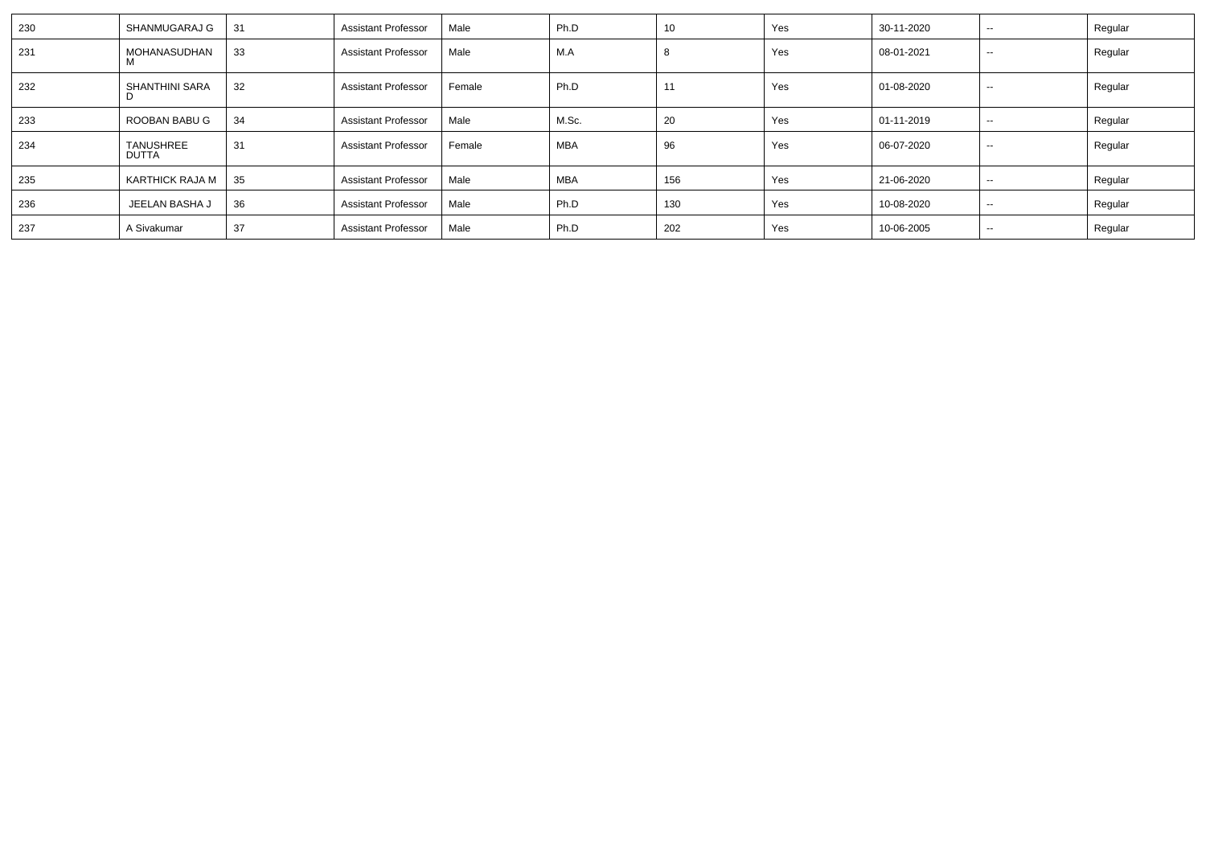| | | | | | | | | | | |
|---|---|---|---|---|---|---|---|---|---|---|
| 230 | SHANMUGARAJ G | 31 | Assistant Professor | Male | Ph.D | 10 | Yes | 30-11-2020 | -- | Regular |
| 231 | MOHANASUDHAN M | 33 | Assistant Professor | Male | M.A | 8 | Yes | 08-01-2021 | -- | Regular |
| 232 | SHANTHINI SARA D | 32 | Assistant Professor | Female | Ph.D | 11 | Yes | 01-08-2020 | -- | Regular |
| 233 | ROOBAN BABU G | 34 | Assistant Professor | Male | M.Sc. | 20 | Yes | 01-11-2019 | -- | Regular |
| 234 | TANUSHREE DUTTA | 31 | Assistant Professor | Female | MBA | 96 | Yes | 06-07-2020 | -- | Regular |
| 235 | KARTHICK RAJA M | 35 | Assistant Professor | Male | MBA | 156 | Yes | 21-06-2020 | -- | Regular |
| 236 | JEELAN BASHA J | 36 | Assistant Professor | Male | Ph.D | 130 | Yes | 10-08-2020 | -- | Regular |
| 237 | A Sivakumar | 37 | Assistant Professor | Male | Ph.D | 202 | Yes | 10-06-2005 | -- | Regular |